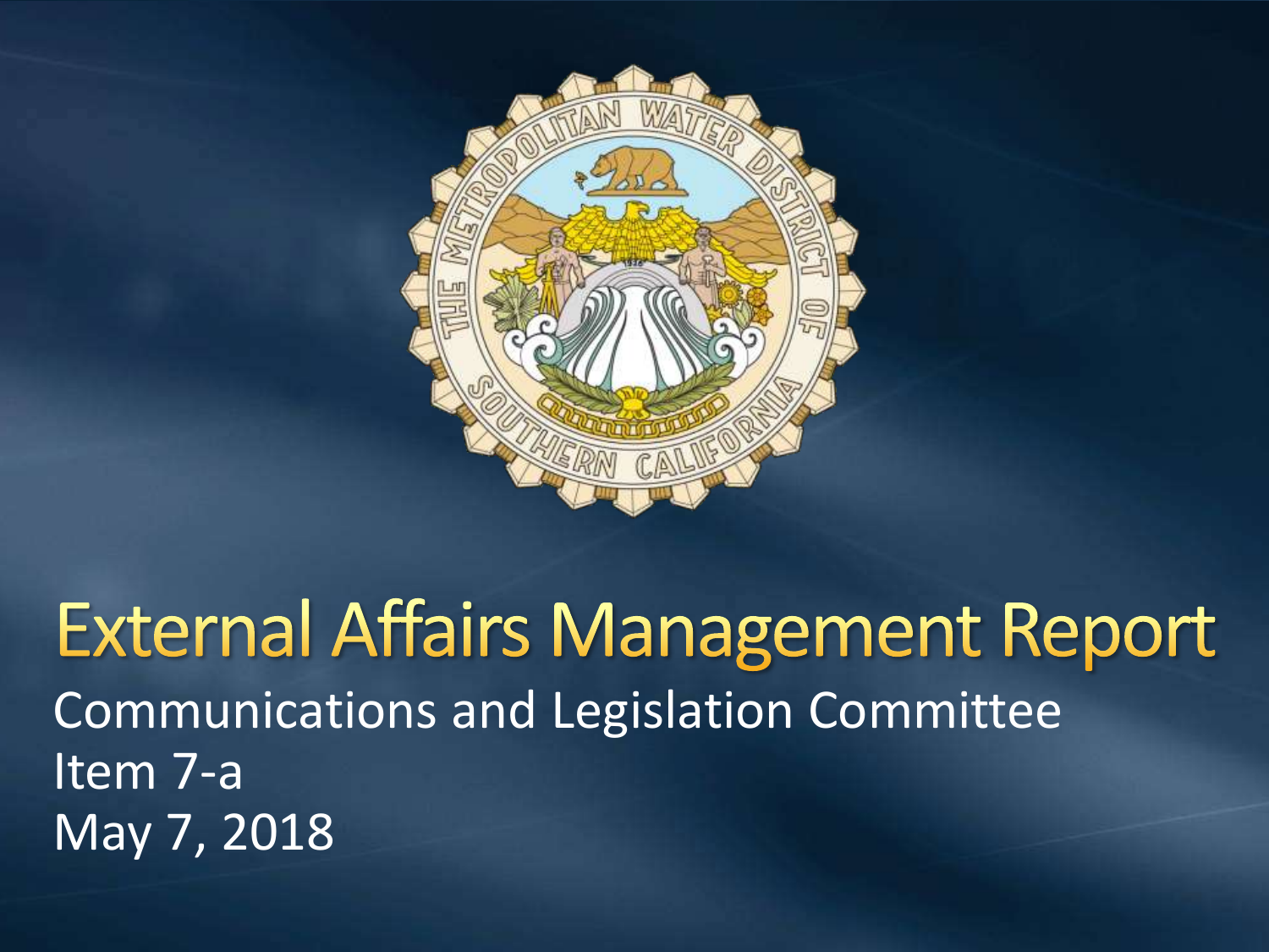# External Affairs Management Report

Communications and Legislation Committee
Item 7-a
May 7, 2018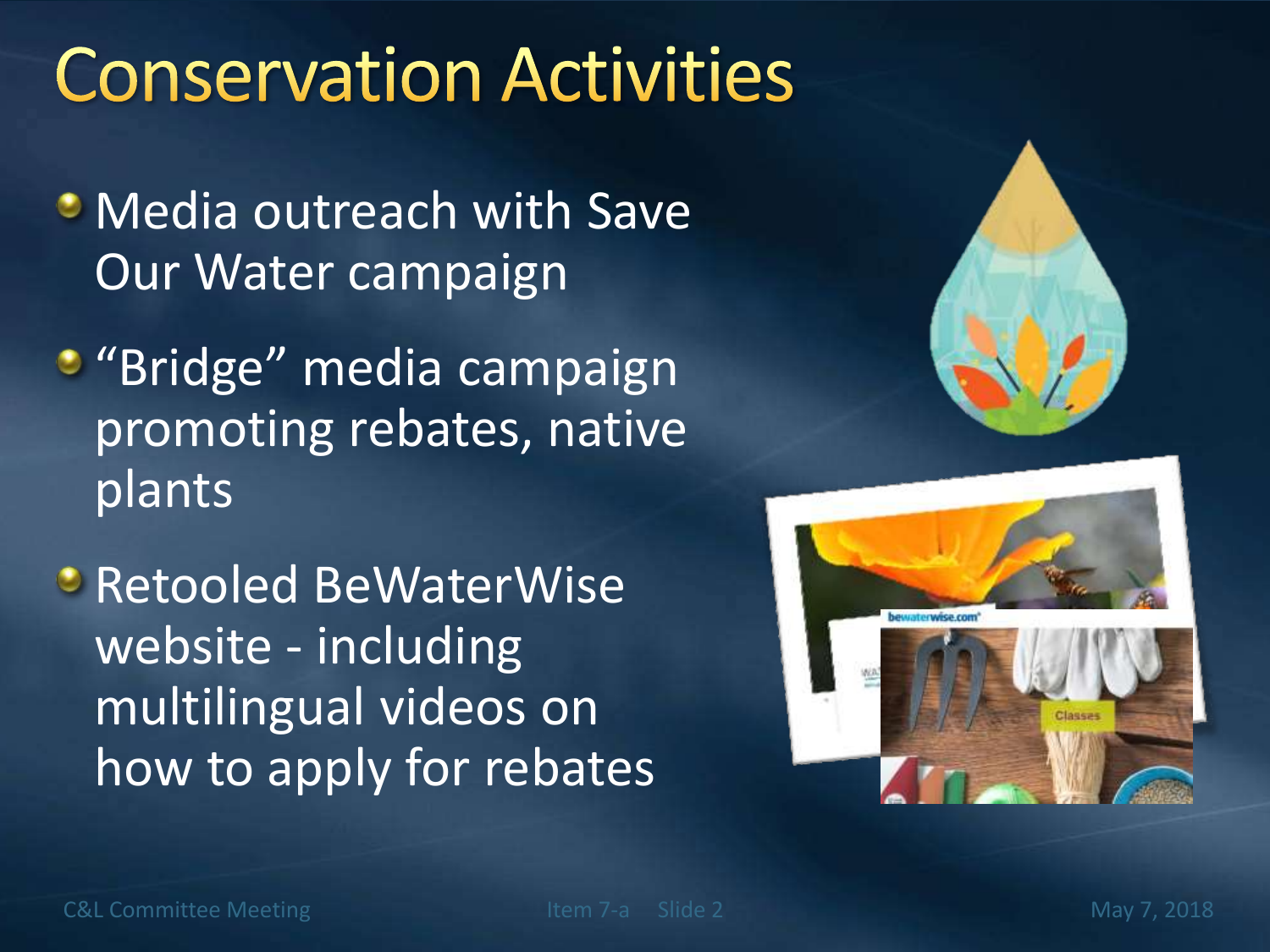# Conservation Activities

- Media outreach with Save Our Water campaign
- "Bridge" media campaign promoting rebates, native plants
- Retooled BeWaterWise website - including multilingual videos on how to apply for rebates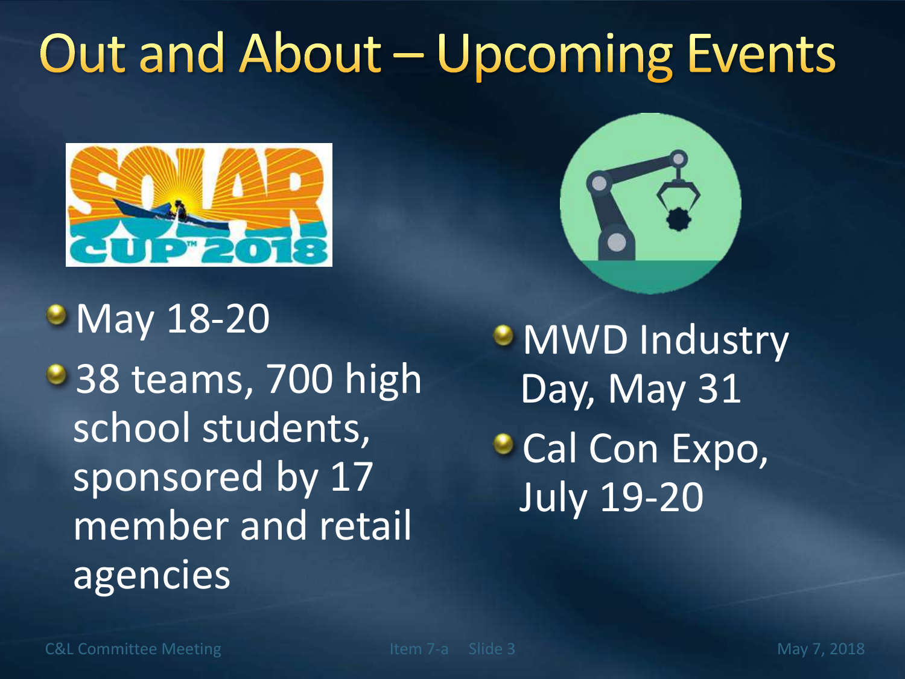# Out and About – Upcoming Events

- May 18-20
- 38 teams, 700 high school students, sponsored by 17 member and retail agencies

- MWD Industry Day, May 31
- Cal Con Expo, July 19-20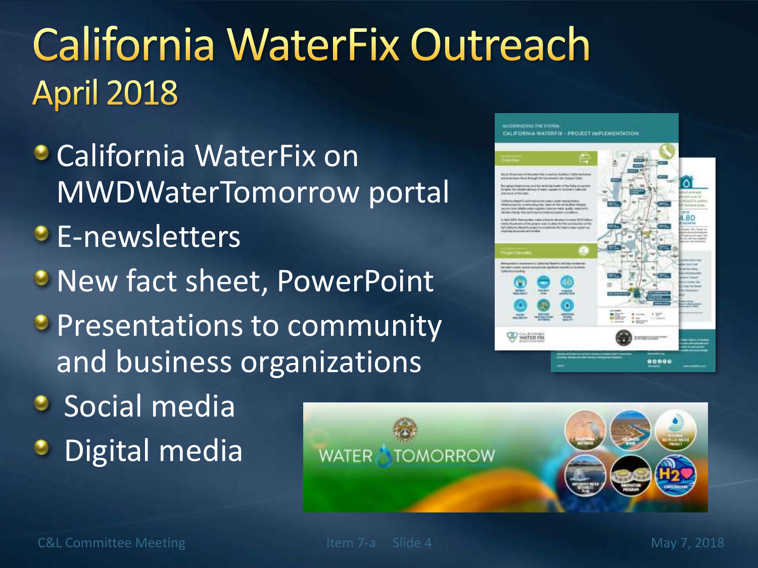# California WaterFix Outreach
## April 2018

- California WaterFix on MWDWaterTomorrow portal
- E-newsletters
- New fact sheet, PowerPoint
- Presentations to community and business organizations
- Social media
- Digital media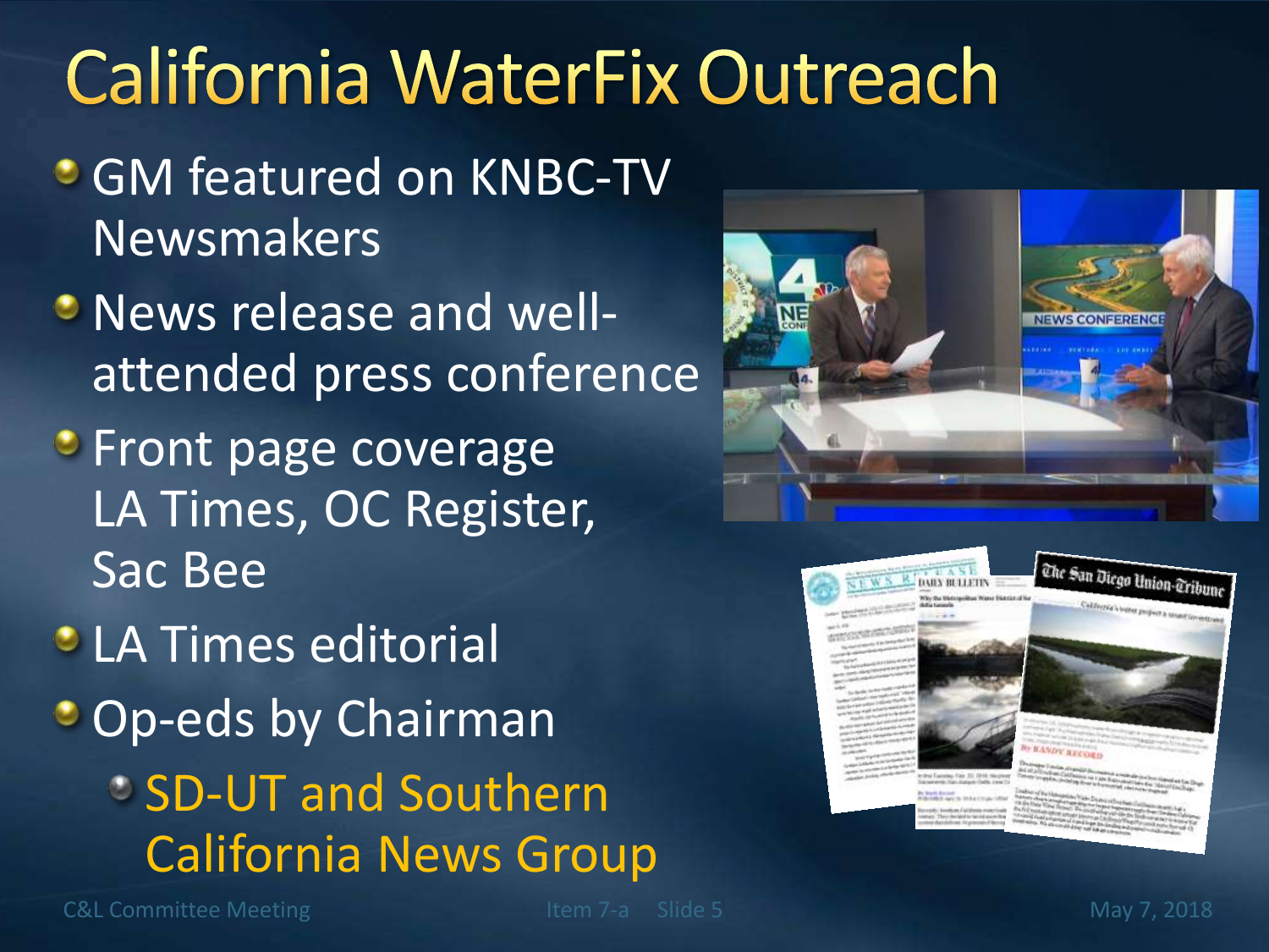# California WaterFix Outreach

- GM featured on KNBC-TV Newsmakers
- News release and well-attended press conference
- Front page coverage LA Times, OC Register, Sac Bee
- LA Times editorial
- Op-eds by Chairman
  - SD-UT and Southern California News Group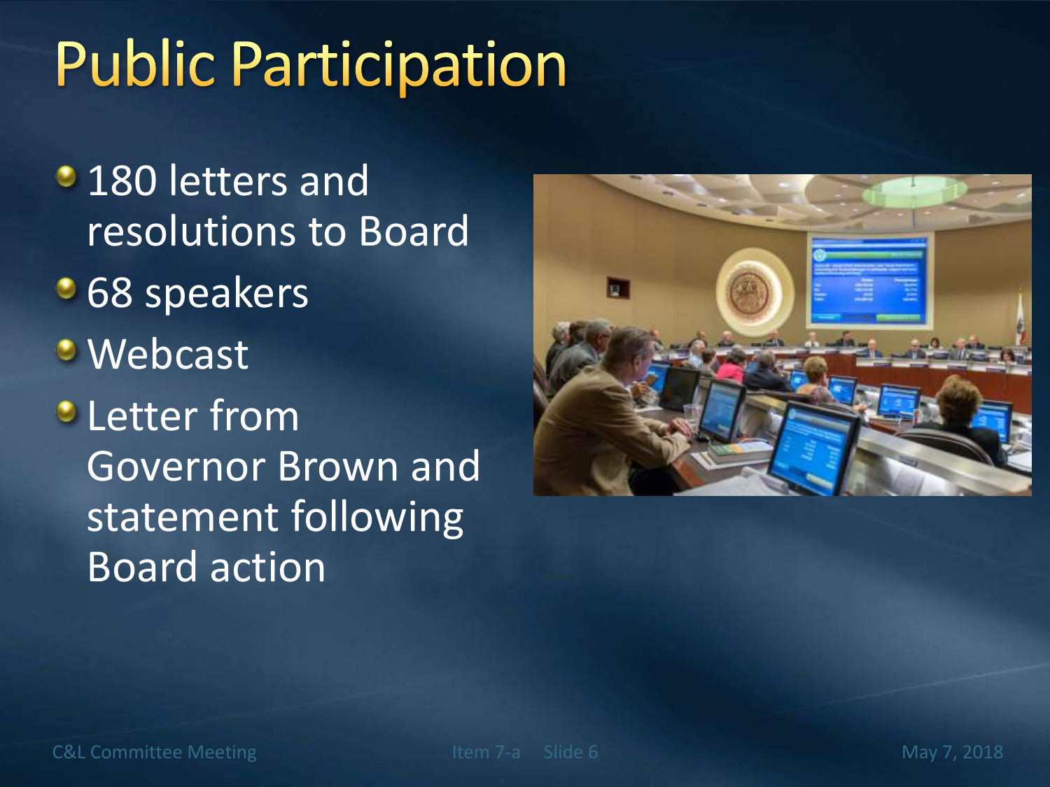# Public Participation

- 180 letters and resolutions to Board
- 68 speakers
- Webcast
- Letter from Governor Brown and statement following Board action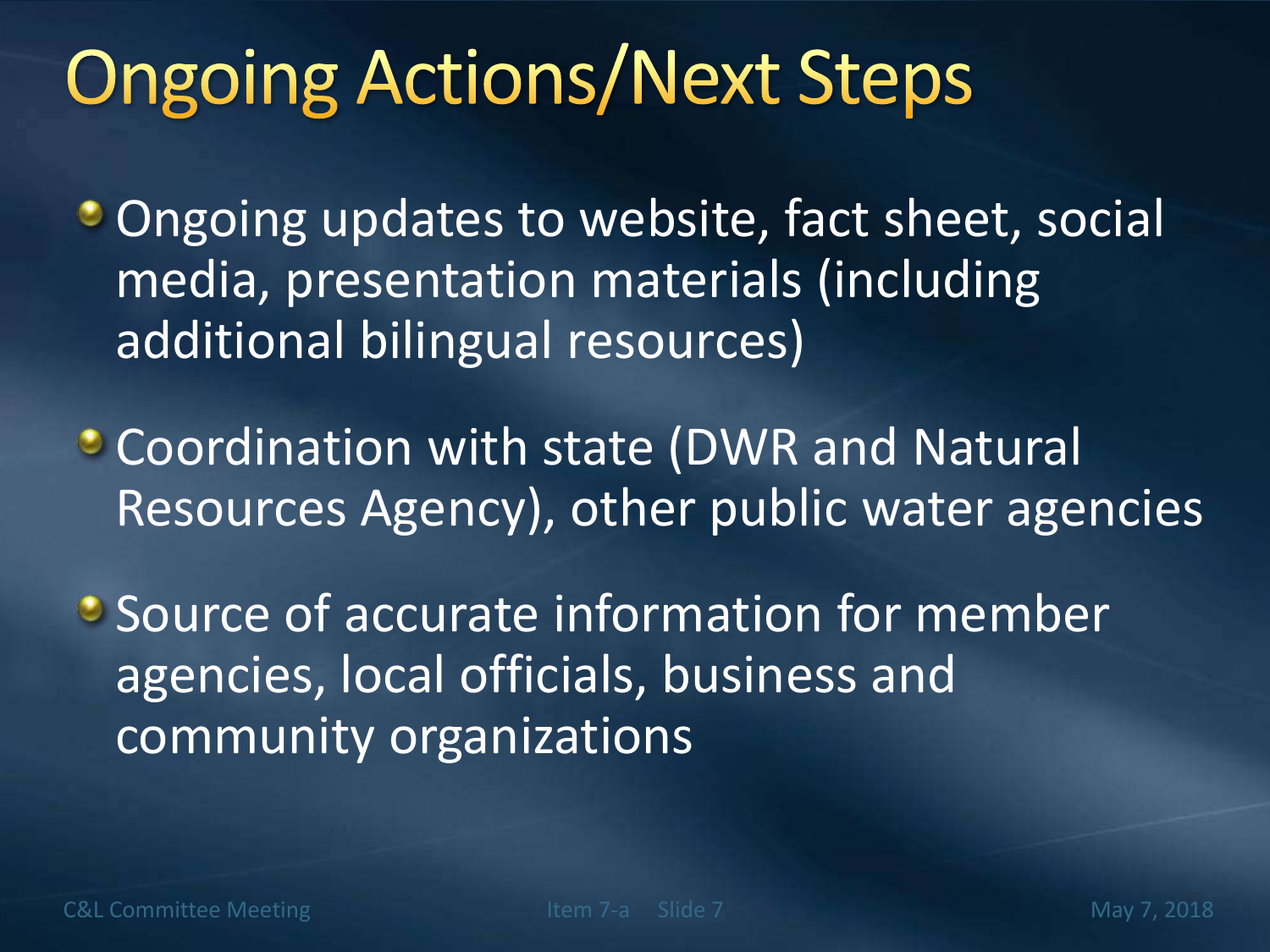# Ongoing Actions/Next Steps

- Ongoing updates to website, fact sheet, social media, presentation materials (including additional bilingual resources)
- Coordination with state (DWR and Natural Resources Agency), other public water agencies
- Source of accurate information for member agencies, local officials, business and community organizations